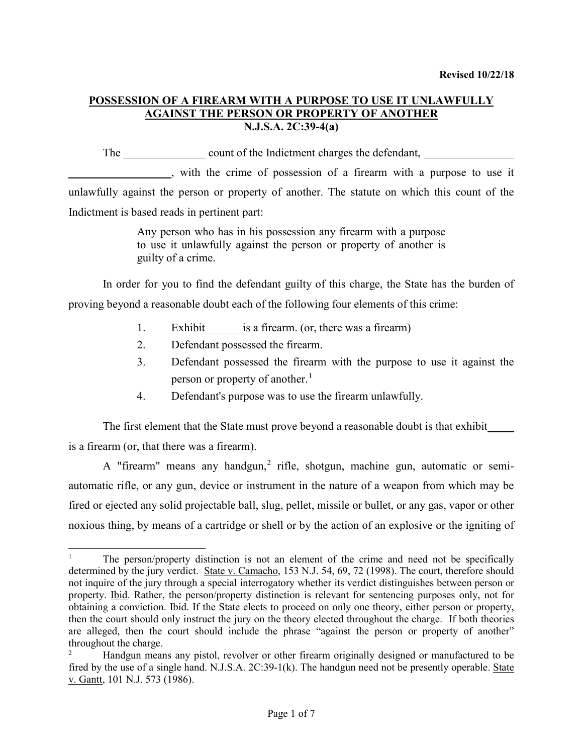Revised 10/22/18

**POSSESSION OF A FIREARM WITH A PURPOSE TO USE IT UNLAWFULLY AGAINST THE PERSON OR PROPERTY OF ANOTHER**
**N.J.S.A. 2C:39-4(a)**

The _______________ count of the Indictment charges the defendant, _________________ ___________________, with the crime of possession of a firearm with a purpose to use it unlawfully against the person or property of another. The statute on which this count of the Indictment is based reads in pertinent part:

> Any person who has in his possession any firearm with a purpose to use it unlawfully against the person or property of another is guilty of a crime.

In order for you to find the defendant guilty of this charge, the State has the burden of proving beyond a reasonable doubt each of the following four elements of this crime:

1. Exhibit ______ is a firearm. (or, there was a firearm)
2. Defendant possessed the firearm.
3. Defendant possessed the firearm with the purpose to use it against the person or property of another.[1]
4. Defendant's purpose was to use the firearm unlawfully.

The first element that the State must prove beyond a reasonable doubt is that exhibit_____ is a firearm (or, that there was a firearm).

A "firearm" means any handgun,[2] rifle, shotgun, machine gun, automatic or semi-automatic rifle, or any gun, device or instrument in the nature of a weapon from which may be fired or ejected any solid projectable ball, slug, pellet, missile or bullet, or any gas, vapor or other noxious thing, by means of a cartridge or shell or by the action of an explosive or the igniting of

---

[1] The person/property distinction is not an element of the crime and need not be specifically determined by the jury verdict. State v. Camacho, 153 N.J. 54, 69, 72 (1998). The court, therefore should not inquire of the jury through a special interrogatory whether its verdict distinguishes between person or property. Ibid. Rather, the person/property distinction is relevant for sentencing purposes only, not for obtaining a conviction. Ibid. If the State elects to proceed on only one theory, either person or property, then the court should only instruct the jury on the theory elected throughout the charge. If both theories are alleged, then the court should include the phrase "against the person or property of another" throughout the charge.

[2] Handgun means any pistol, revolver or other firearm originally designed or manufactured to be fired by the use of a single hand. N.J.S.A. 2C:39-1(k). The handgun need not be presently operable. State v. Gantt, 101 N.J. 573 (1986).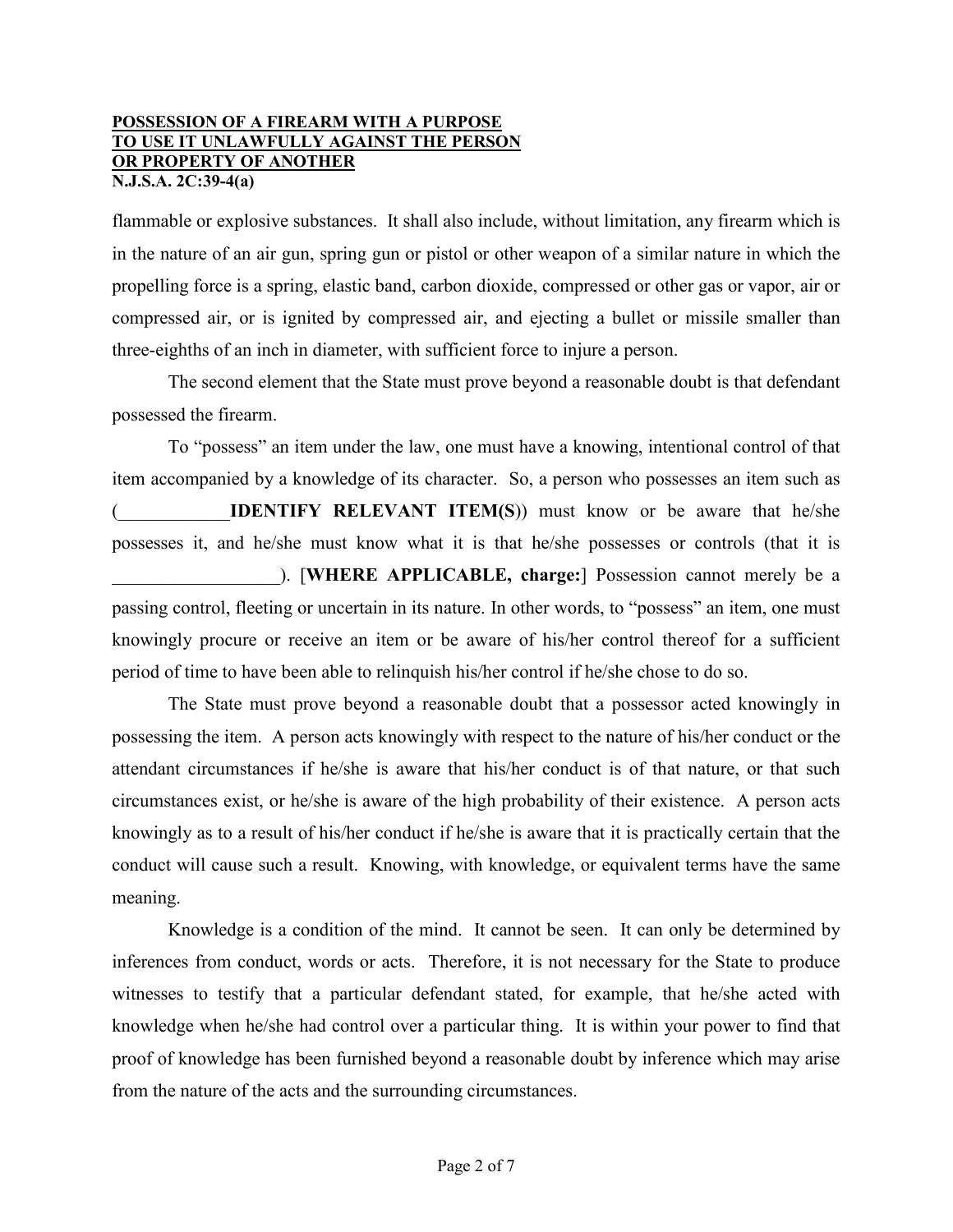flammable or explosive substances. It shall also include, without limitation, any firearm which is in the nature of an air gun, spring gun or pistol or other weapon of a similar nature in which the propelling force is a spring, elastic band, carbon dioxide, compressed or other gas or vapor, air or compressed air, or is ignited by compressed air, and ejecting a bullet or missile smaller than three-eighths of an inch in diameter, with sufficient force to injure a person.

The second element that the State must prove beyond a reasonable doubt is that defendant possessed the firearm.

To "possess" an item under the law, one must have a knowing, intentional control of that item accompanied by a knowledge of its character. So, a person who possesses an item such as (____________**IDENTIFY RELEVANT ITEM(S)**) must know or be aware that he/she possesses it, and he/she must know what it is that he/she possesses or controls (that it is __________________). [**WHERE APPLICABLE, charge:**] Possession cannot merely be a passing control, fleeting or uncertain in its nature. In other words, to "possess" an item, one must knowingly procure or receive an item or be aware of his/her control thereof for a sufficient period of time to have been able to relinquish his/her control if he/she chose to do so.

The State must prove beyond a reasonable doubt that a possessor acted knowingly in possessing the item. A person acts knowingly with respect to the nature of his/her conduct or the attendant circumstances if he/she is aware that his/her conduct is of that nature, or that such circumstances exist, or he/she is aware of the high probability of their existence. A person acts knowingly as to a result of his/her conduct if he/she is aware that it is practically certain that the conduct will cause such a result. Knowing, with knowledge, or equivalent terms have the same meaning.

Knowledge is a condition of the mind. It cannot be seen. It can only be determined by inferences from conduct, words or acts. Therefore, it is not necessary for the State to produce witnesses to testify that a particular defendant stated, for example, that he/she acted with knowledge when he/she had control over a particular thing. It is within your power to find that proof of knowledge has been furnished beyond a reasonable doubt by inference which may arise from the nature of the acts and the surrounding circumstances.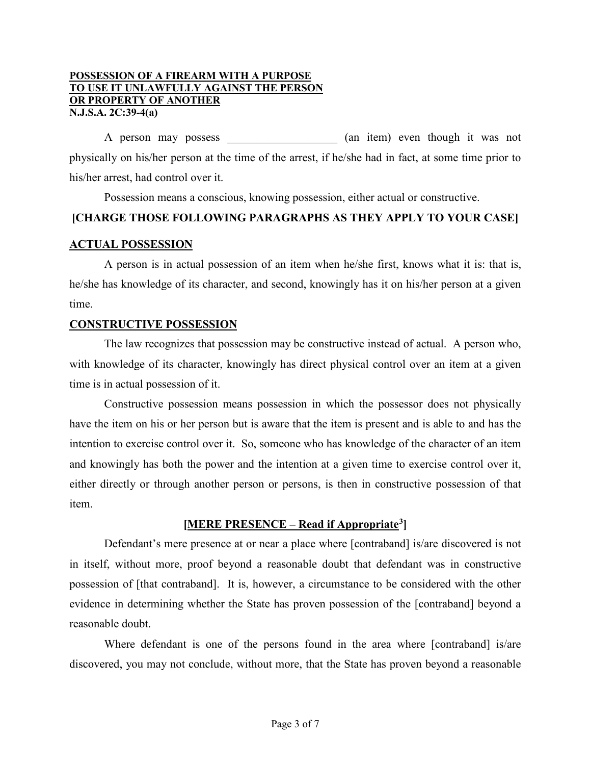**POSSESSION OF A FIREARM WITH A PURPOSE TO USE IT UNLAWFULLY AGAINST THE PERSON OR PROPERTY OF ANOTHER**
**N.J.S.A. 2C:39-4(a)**

A person may possess ___________________ (an item) even though it was not physically on his/her person at the time of the arrest, if he/she had in fact, at some time prior to his/her arrest, had control over it.

Possession means a conscious, knowing possession, either actual or constructive.

**[CHARGE THOSE FOLLOWING PARAGRAPHS AS THEY APPLY TO YOUR CASE]**

**ACTUAL POSSESSION**

A person is in actual possession of an item when he/she first, knows what it is: that is, he/she has knowledge of its character, and second, knowingly has it on his/her person at a given time.

**CONSTRUCTIVE POSSESSION**

The law recognizes that possession may be constructive instead of actual. A person who, with knowledge of its character, knowingly has direct physical control over an item at a given time is in actual possession of it.

Constructive possession means possession in which the possessor does not physically have the item on his or her person but is aware that the item is present and is able to and has the intention to exercise control over it. So, someone who has knowledge of the character of an item and knowingly has both the power and the intention at a given time to exercise control over it, either directly or through another person or persons, is then in constructive possession of that item.

**[MERE PRESENCE – Read if Appropriate[3]]**

Defendant's mere presence at or near a place where [contraband] is/are discovered is not in itself, without more, proof beyond a reasonable doubt that defendant was in constructive possession of [that contraband]. It is, however, a circumstance to be considered with the other evidence in determining whether the State has proven possession of the [contraband] beyond a reasonable doubt.

Where defendant is one of the persons found in the area where [contraband] is/are discovered, you may not conclude, without more, that the State has proven beyond a reasonable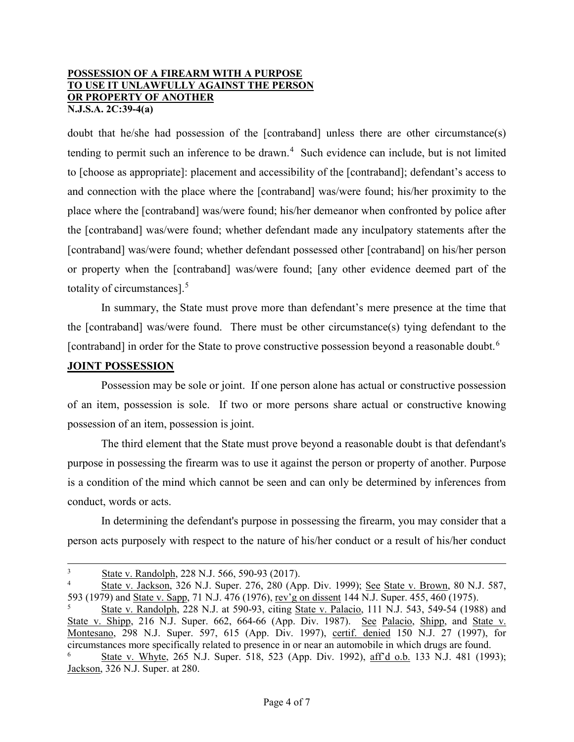doubt that he/she had possession of the [contraband] unless there are other circumstance(s) tending to permit such an inference to be drawn.[4] Such evidence can include, but is not limited to [choose as appropriate]: placement and accessibility of the [contraband]; defendant's access to and connection with the place where the [contraband] was/were found; his/her proximity to the place where the [contraband] was/were found; his/her demeanor when confronted by police after the [contraband] was/were found; whether defendant made any inculpatory statements after the [contraband] was/were found; whether defendant possessed other [contraband] on his/her person or property when the [contraband] was/were found; [any other evidence deemed part of the totality of circumstances].[5]

In summary, the State must prove more than defendant's mere presence at the time that the [contraband] was/were found. There must be other circumstance(s) tying defendant to the [contraband] in order for the State to prove constructive possession beyond a reasonable doubt.[6]

**JOINT POSSESSION**

Possession may be sole or joint. If one person alone has actual or constructive possession of an item, possession is sole. If two or more persons share actual or constructive knowing possession of an item, possession is joint.

The third element that the State must prove beyond a reasonable doubt is that defendant's purpose in possessing the firearm was to use it against the person or property of another. Purpose is a condition of the mind which cannot be seen and can only be determined by inferences from conduct, words or acts.

In determining the defendant's purpose in possessing the firearm, you may consider that a person acts purposely with respect to the nature of his/her conduct or a result of his/her conduct

---

[3] State v. Randolph, 228 N.J. 566, 590-93 (2017).

[4] State v. Jackson, 326 N.J. Super. 276, 280 (App. Div. 1999); See State v. Brown, 80 N.J. 587, 593 (1979) and State v. Sapp, 71 N.J. 476 (1976), rev'g on dissent 144 N.J. Super. 455, 460 (1975).

[5] State v. Randolph, 228 N.J. at 590-93, citing State v. Palacio, 111 N.J. 543, 549-54 (1988) and State v. Shipp, 216 N.J. Super. 662, 664-66 (App. Div. 1987). See Palacio, Shipp, and State v. Montesano, 298 N.J. Super. 597, 615 (App. Div. 1997), certif. denied 150 N.J. 27 (1997), for circumstances more specifically related to presence in or near an automobile in which drugs are found.

[6] State v. Whyte, 265 N.J. Super. 518, 523 (App. Div. 1992), aff'd o.b. 133 N.J. 481 (1993); Jackson, 326 N.J. Super. at 280.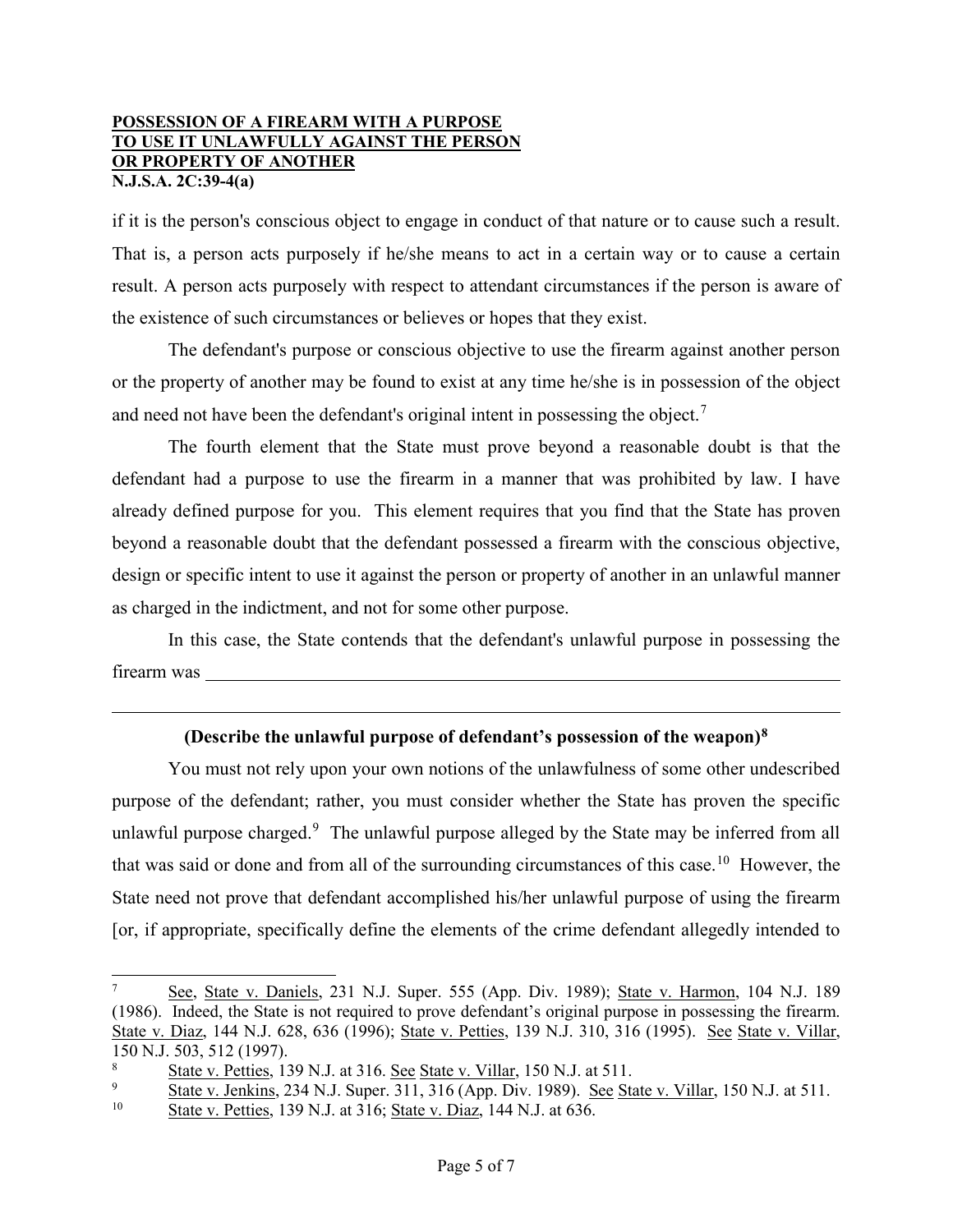if it is the person's conscious object to engage in conduct of that nature or to cause such a result. That is, a person acts purposely if he/she means to act in a certain way or to cause a certain result. A person acts purposely with respect to attendant circumstances if the person is aware of the existence of such circumstances or believes or hopes that they exist.

The defendant's purpose or conscious objective to use the firearm against another person or the property of another may be found to exist at any time he/she is in possession of the object and need not have been the defendant's original intent in possessing the object.[7]

The fourth element that the State must prove beyond a reasonable doubt is that the defendant had a purpose to use the firearm in a manner that was prohibited by law. I have already defined purpose for you. This element requires that you find that the State has proven beyond a reasonable doubt that the defendant possessed a firearm with the conscious objective, design or specific intent to use it against the person or property of another in an unlawful manner as charged in the indictment, and not for some other purpose.

In this case, the State contends that the defendant's unlawful purpose in possessing the firearm was ______________________________________________________________

______________________________________________________________________________

**(Describe the unlawful purpose of defendant's possession of the weapon)[8]**

You must not rely upon your own notions of the unlawfulness of some other undescribed purpose of the defendant; rather, you must consider whether the State has proven the specific unlawful purpose charged.[9] The unlawful purpose alleged by the State may be inferred from all that was said or done and from all of the surrounding circumstances of this case.[10] However, the State need not prove that defendant accomplished his/her unlawful purpose of using the firearm [or, if appropriate, specifically define the elements of the crime defendant allegedly intended to

---

[7] See, State v. Daniels, 231 N.J. Super. 555 (App. Div. 1989); State v. Harmon, 104 N.J. 189 (1986). Indeed, the State is not required to prove defendant's original purpose in possessing the firearm. State v. Diaz, 144 N.J. 628, 636 (1996); State v. Petties, 139 N.J. 310, 316 (1995). See State v. Villar, 150 N.J. 503, 512 (1997).

[8] State v. Petties, 139 N.J. at 316. See State v. Villar, 150 N.J. at 511.

[9] State v. Jenkins, 234 N.J. Super. 311, 316 (App. Div. 1989). See State v. Villar, 150 N.J. at 511.

[10] State v. Petties, 139 N.J. at 316; State v. Diaz, 144 N.J. at 636.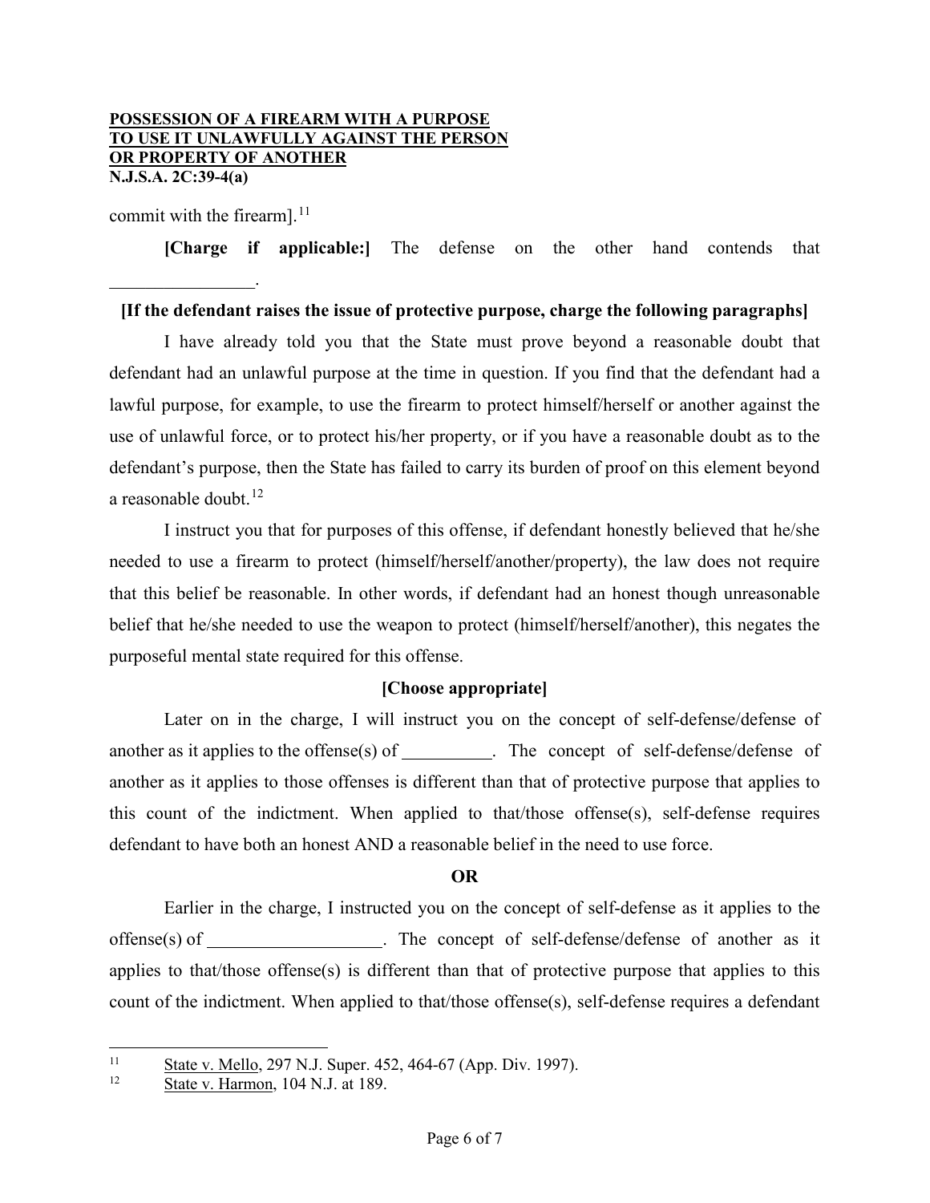commit with the firearm].[11]

**[Charge if applicable:]** The defense on the other hand contends that ________________.

**[If the defendant raises the issue of protective purpose, charge the following paragraphs]**

I have already told you that the State must prove beyond a reasonable doubt that defendant had an unlawful purpose at the time in question. If you find that the defendant had a lawful purpose, for example, to use the firearm to protect himself/herself or another against the use of unlawful force, or to protect his/her property, or if you have a reasonable doubt as to the defendant's purpose, then the State has failed to carry its burden of proof on this element beyond a reasonable doubt.[12]

I instruct you that for purposes of this offense, if defendant honestly believed that he/she needed to use a firearm to protect (himself/herself/another/property), the law does not require that this belief be reasonable. In other words, if defendant had an honest though unreasonable belief that he/she needed to use the weapon to protect (himself/herself/another), this negates the purposeful mental state required for this offense.

**[Choose appropriate]**

Later on in the charge, I will instruct you on the concept of self-defense/defense of another as it applies to the offense(s) of __________. The concept of self-defense/defense of another as it applies to those offenses is different than that of protective purpose that applies to this count of the indictment. When applied to that/those offense(s), self-defense requires defendant to have both an honest AND a reasonable belief in the need to use force.

**OR**

Earlier in the charge, I instructed you on the concept of self-defense as it applies to the offense(s) of ____________________. The concept of self-defense/defense of another as it applies to that/those offense(s) is different than that of protective purpose that applies to this count of the indictment. When applied to that/those offense(s), self-defense requires a defendant

---

[11] State v. Mello, 297 N.J. Super. 452, 464-67 (App. Div. 1997).

[12] State v. Harmon, 104 N.J. at 189.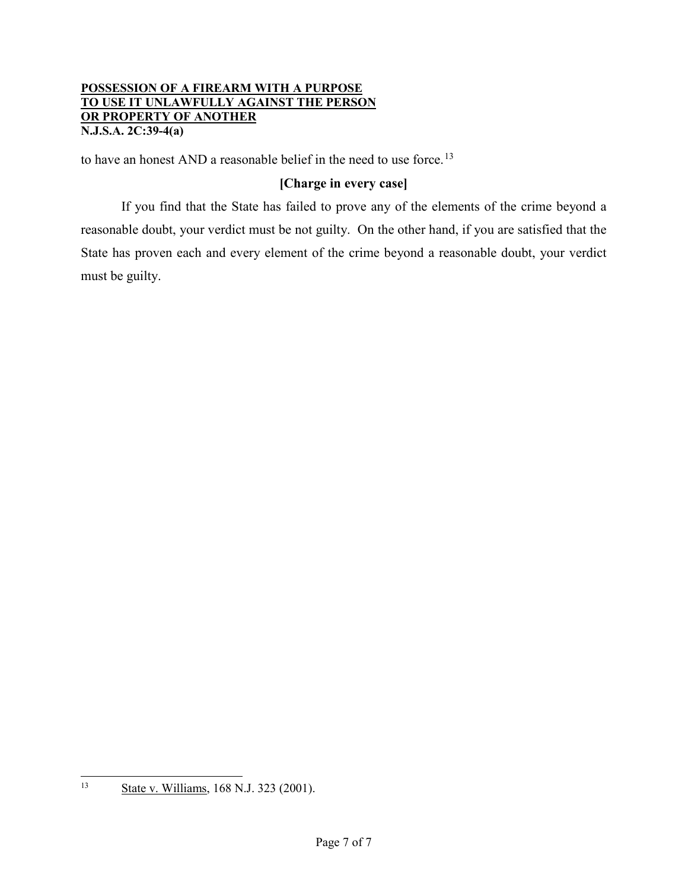to have an honest AND a reasonable belief in the need to use force.[13]

**[Charge in every case]**

If you find that the State has failed to prove any of the elements of the crime beyond a reasonable doubt, your verdict must be not guilty. On the other hand, if you are satisfied that the State has proven each and every element of the crime beyond a reasonable doubt, your verdict must be guilty.

---

[13] State v. Williams, 168 N.J. 323 (2001).